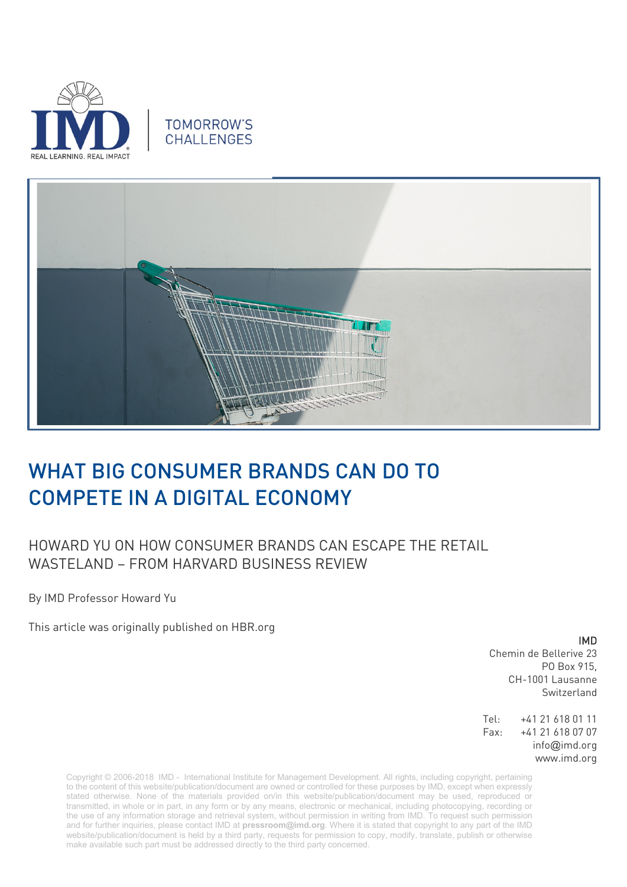TOMORROW'S CHALLENGES

# WHAT BIG CONSUMER BRANDS CAN DO TO COMPETE IN A DIGITAL ECONOMY

## HOWARD YU ON HOW CONSUMER BRANDS CAN ESCAPE THE RETAIL WASTELAND – FROM HARVARD BUSINESS REVIEW

By IMD Professor Howard Yu

This article was originally published on HBR.org

**IMD**
Chemin de Bellerive 23
PO Box 915,
CH-1001 Lausanne
Switzerland

Tel: +41 21 618 01 11
Fax: +41 21 618 07 07
info@imd.org
www.imd.org

Copyright © 2006-2018 IMD - International Institute for Management Development. All rights, including copyright, pertaining to the content of this website/publication/document are owned or controlled for these purposes by IMD, except when expressly stated otherwise. None of the materials provided on/in this website/publication/document may be used, reproduced or transmitted, in whole or in part, in any form or by any means, electronic or mechanical, including photocopying, recording or the use of any information storage and retrieval system, without permission in writing from IMD. To request such permission and for further inquiries, please contact IMD at **pressroom@imd.org**. Where it is stated that copyright to any part of the IMD website/publication/document is held by a third party, requests for permission to copy, modify, translate, publish or otherwise make available such part must be addressed directly to the third party concerned.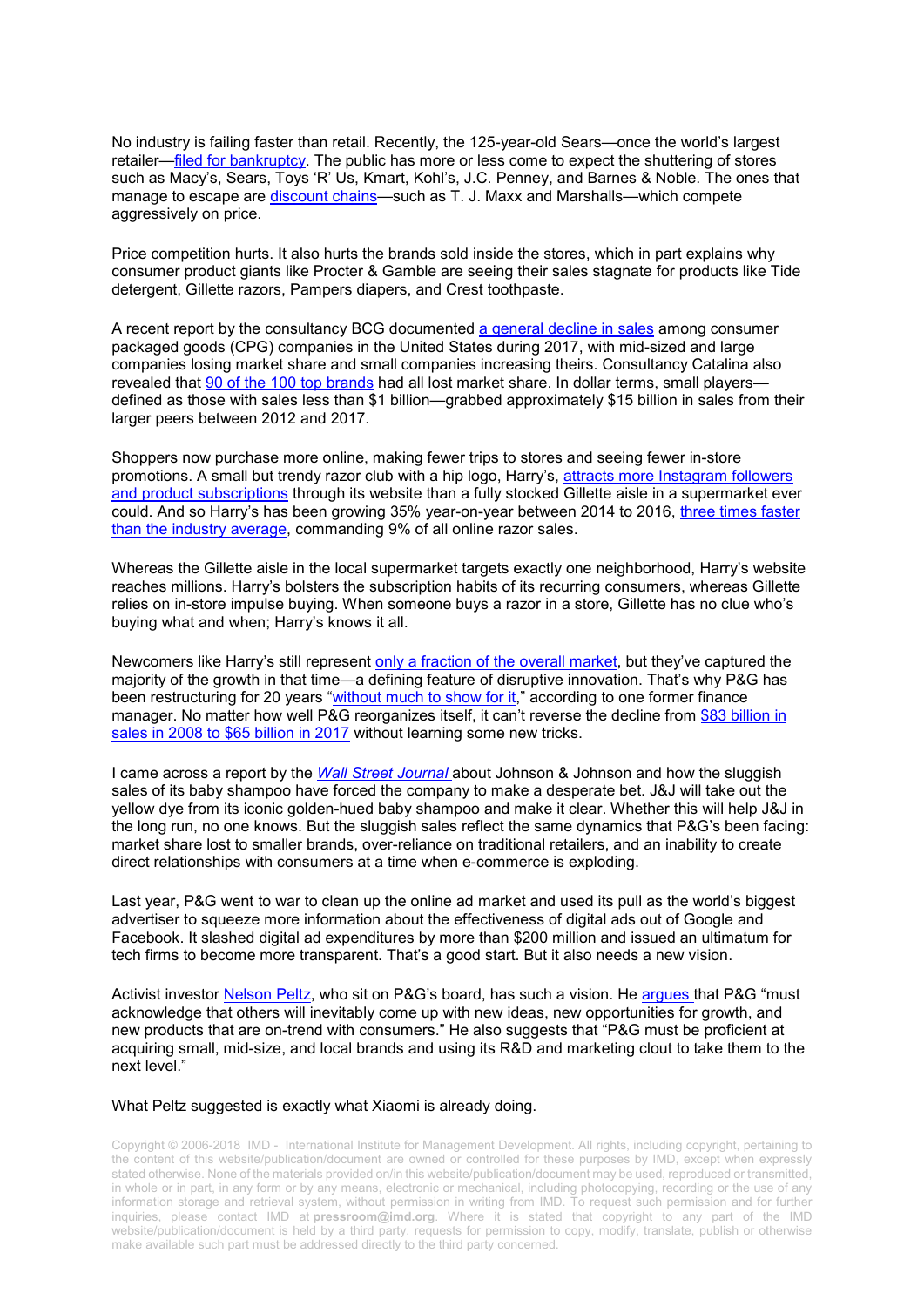No industry is failing faster than retail. Recently, the 125-year-old Sears—once the world's largest retailer—filed for bankruptcy. The public has more or less come to expect the shuttering of stores such as Macy's, Sears, Toys 'R' Us, Kmart, Kohl's, J.C. Penney, and Barnes & Noble. The ones that manage to escape are discount chains—such as T. J. Maxx and Marshalls—which compete aggressively on price.

Price competition hurts. It also hurts the brands sold inside the stores, which in part explains why consumer product giants like Procter & Gamble are seeing their sales stagnate for products like Tide detergent, Gillette razors, Pampers diapers, and Crest toothpaste.

A recent report by the consultancy BCG documented a general decline in sales among consumer packaged goods (CPG) companies in the United States during 2017, with mid-sized and large companies losing market share and small companies increasing theirs. Consultancy Catalina also revealed that 90 of the 100 top brands had all lost market share. In dollar terms, small players—defined as those with sales less than $1 billion—grabbed approximately $15 billion in sales from their larger peers between 2012 and 2017.

Shoppers now purchase more online, making fewer trips to stores and seeing fewer in-store promotions. A small but trendy razor club with a hip logo, Harry's, attracts more Instagram followers and product subscriptions through its website than a fully stocked Gillette aisle in a supermarket ever could. And so Harry's has been growing 35% year-on-year between 2014 to 2016, three times faster than the industry average, commanding 9% of all online razor sales.

Whereas the Gillette aisle in the local supermarket targets exactly one neighborhood, Harry's website reaches millions. Harry's bolsters the subscription habits of its recurring consumers, whereas Gillette relies on in-store impulse buying. When someone buys a razor in a store, Gillette has no clue who's buying what and when; Harry's knows it all.

Newcomers like Harry's still represent only a fraction of the overall market, but they've captured the majority of the growth in that time—a defining feature of disruptive innovation. That's why P&G has been restructuring for 20 years "without much to show for it," according to one former finance manager. No matter how well P&G reorganizes itself, it can't reverse the decline from $83 billion in sales in 2008 to $65 billion in 2017 without learning some new tricks.

I came across a report by the *Wall Street Journal* about Johnson & Johnson and how the sluggish sales of its baby shampoo have forced the company to make a desperate bet. J&J will take out the yellow dye from its iconic golden-hued baby shampoo and make it clear. Whether this will help J&J in the long run, no one knows. But the sluggish sales reflect the same dynamics that P&G's been facing: market share lost to smaller brands, over-reliance on traditional retailers, and an inability to create direct relationships with consumers at a time when e-commerce is exploding.

Last year, P&G went to war to clean up the online ad market and used its pull as the world's biggest advertiser to squeeze more information about the effectiveness of digital ads out of Google and Facebook. It slashed digital ad expenditures by more than $200 million and issued an ultimatum for tech firms to become more transparent. That's a good start. But it also needs a new vision.

Activist investor Nelson Peltz, who sit on P&G's board, has such a vision. He argues that P&G "must acknowledge that others will inevitably come up with new ideas, new opportunities for growth, and new products that are on-trend with consumers." He also suggests that "P&G must be proficient at acquiring small, mid-size, and local brands and using its R&D and marketing clout to take them to the next level."

What Peltz suggested is exactly what Xiaomi is already doing.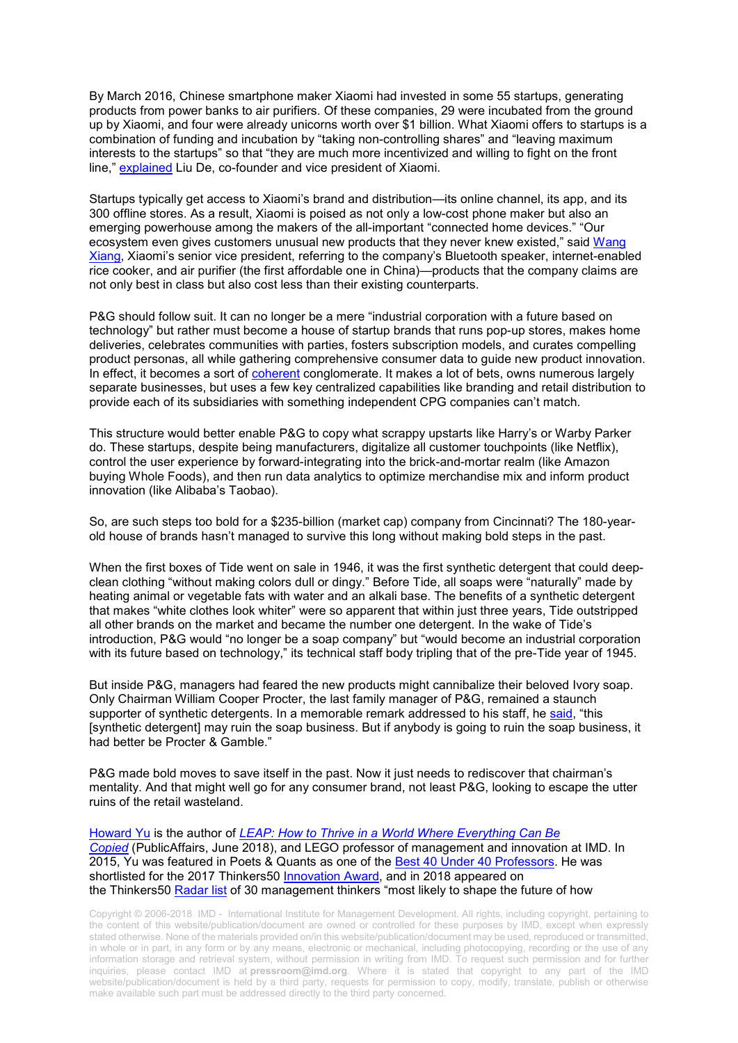By March 2016, Chinese smartphone maker Xiaomi had invested in some 55 startups, generating products from power banks to air purifiers. Of these companies, 29 were incubated from the ground up by Xiaomi, and four were already unicorns worth over $1 billion. What Xiaomi offers to startups is a combination of funding and incubation by "taking non-controlling shares" and "leaving maximum interests to the startups" so that "they are much more incentivized and willing to fight on the front line," explained Liu De, co-founder and vice president of Xiaomi.

Startups typically get access to Xiaomi's brand and distribution—its online channel, its app, and its 300 offline stores. As a result, Xiaomi is poised as not only a low-cost phone maker but also an emerging powerhouse among the makers of the all-important "connected home devices." "Our ecosystem even gives customers unusual new products that they never knew existed," said Wang Xiang, Xiaomi's senior vice president, referring to the company's Bluetooth speaker, internet-enabled rice cooker, and air purifier (the first affordable one in China)—products that the company claims are not only best in class but also cost less than their existing counterparts.

P&G should follow suit. It can no longer be a mere "industrial corporation with a future based on technology" but rather must become a house of startup brands that runs pop-up stores, makes home deliveries, celebrates communities with parties, fosters subscription models, and curates compelling product personas, all while gathering comprehensive consumer data to guide new product innovation. In effect, it becomes a sort of coherent conglomerate. It makes a lot of bets, owns numerous largely separate businesses, but uses a few key centralized capabilities like branding and retail distribution to provide each of its subsidiaries with something independent CPG companies can't match.

This structure would better enable P&G to copy what scrappy upstarts like Harry's or Warby Parker do. These startups, despite being manufacturers, digitalize all customer touchpoints (like Netflix), control the user experience by forward-integrating into the brick-and-mortar realm (like Amazon buying Whole Foods), and then run data analytics to optimize merchandise mix and inform product innovation (like Alibaba's Taobao).

So, are such steps too bold for a $235-billion (market cap) company from Cincinnati? The 180-year-old house of brands hasn't managed to survive this long without making bold steps in the past.

When the first boxes of Tide went on sale in 1946, it was the first synthetic detergent that could deep-clean clothing "without making colors dull or dingy." Before Tide, all soaps were "naturally" made by heating animal or vegetable fats with water and an alkali base. The benefits of a synthetic detergent that makes "white clothes look whiter" were so apparent that within just three years, Tide outstripped all other brands on the market and became the number one detergent. In the wake of Tide's introduction, P&G would "no longer be a soap company" but "would become an industrial corporation with its future based on technology," its technical staff body tripling that of the pre-Tide year of 1945.

But inside P&G, managers had feared the new products might cannibalize their beloved Ivory soap. Only Chairman William Cooper Procter, the last family manager of P&G, remained a staunch supporter of synthetic detergents. In a memorable remark addressed to his staff, he said, "this [synthetic detergent] may ruin the soap business. But if anybody is going to ruin the soap business, it had better be Procter & Gamble."

P&G made bold moves to save itself in the past. Now it just needs to rediscover that chairman's mentality. And that might well go for any consumer brand, not least P&G, looking to escape the utter ruins of the retail wasteland.

Howard Yu is the author of *LEAP: How to Thrive in a World Where Everything Can Be Copied* (PublicAffairs, June 2018), and LEGO professor of management and innovation at IMD. In 2015, Yu was featured in Poets & Quants as one of the Best 40 Under 40 Professors. He was shortlisted for the 2017 Thinkers50 Innovation Award, and in 2018 appeared on the Thinkers50 Radar list of 30 management thinkers "most likely to shape the future of how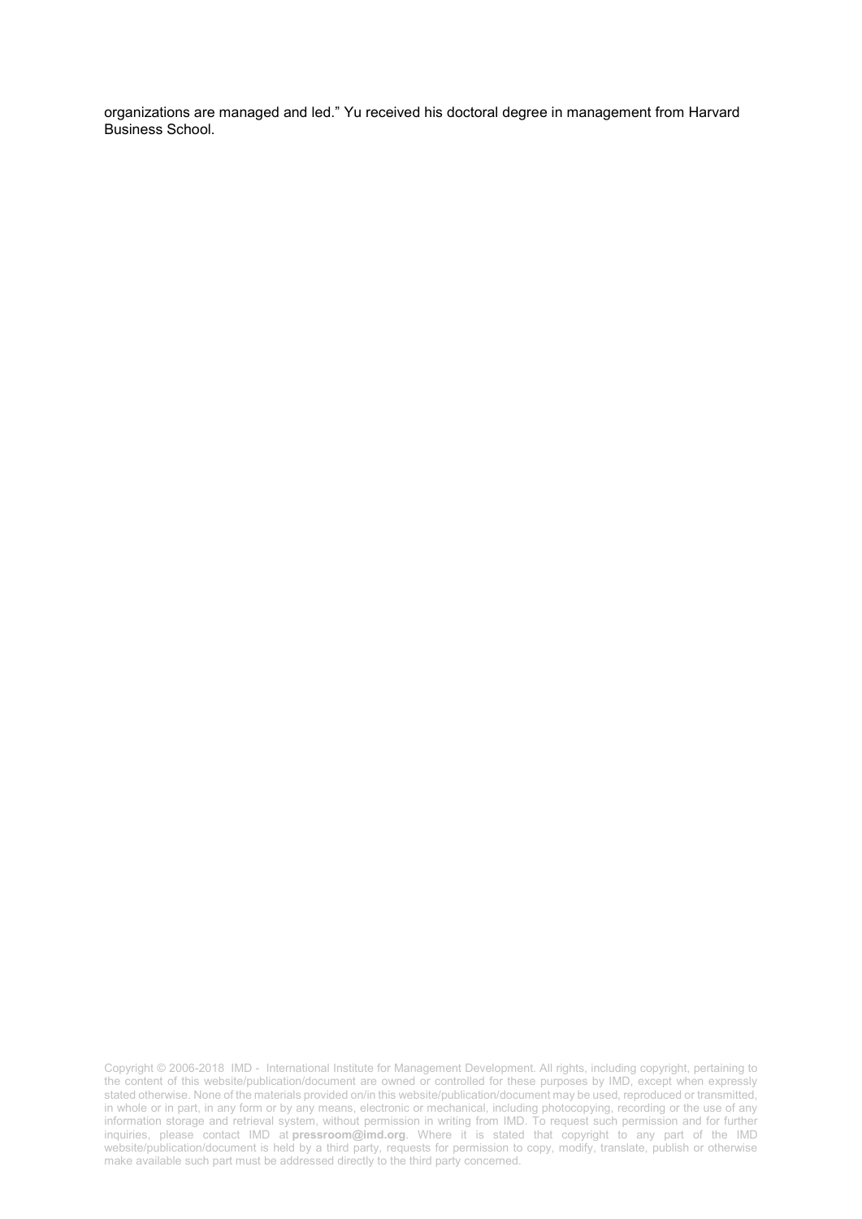organizations are managed and led." Yu received his doctoral degree in management from Harvard Business School.

Copyright © 2006-2018 IMD - International Institute for Management Development. All rights, including copyright, pertaining to the content of this website/publication/document are owned or controlled for these purposes by IMD, except when expressly stated otherwise. None of the materials provided on/in this website/publication/document may be used, reproduced or transmitted, in whole or in part, in any form or by any means, electronic or mechanical, including photocopying, recording or the use of any information storage and retrieval system, without permission in writing from IMD. To request such permission and for further inquiries, please contact IMD at **pressroom@imd.org**. Where it is stated that copyright to any part of the IMD website/publication/document is held by a third party, requests for permission to copy, modify, translate, publish or otherwise make available such part must be addressed directly to the third party concerned.